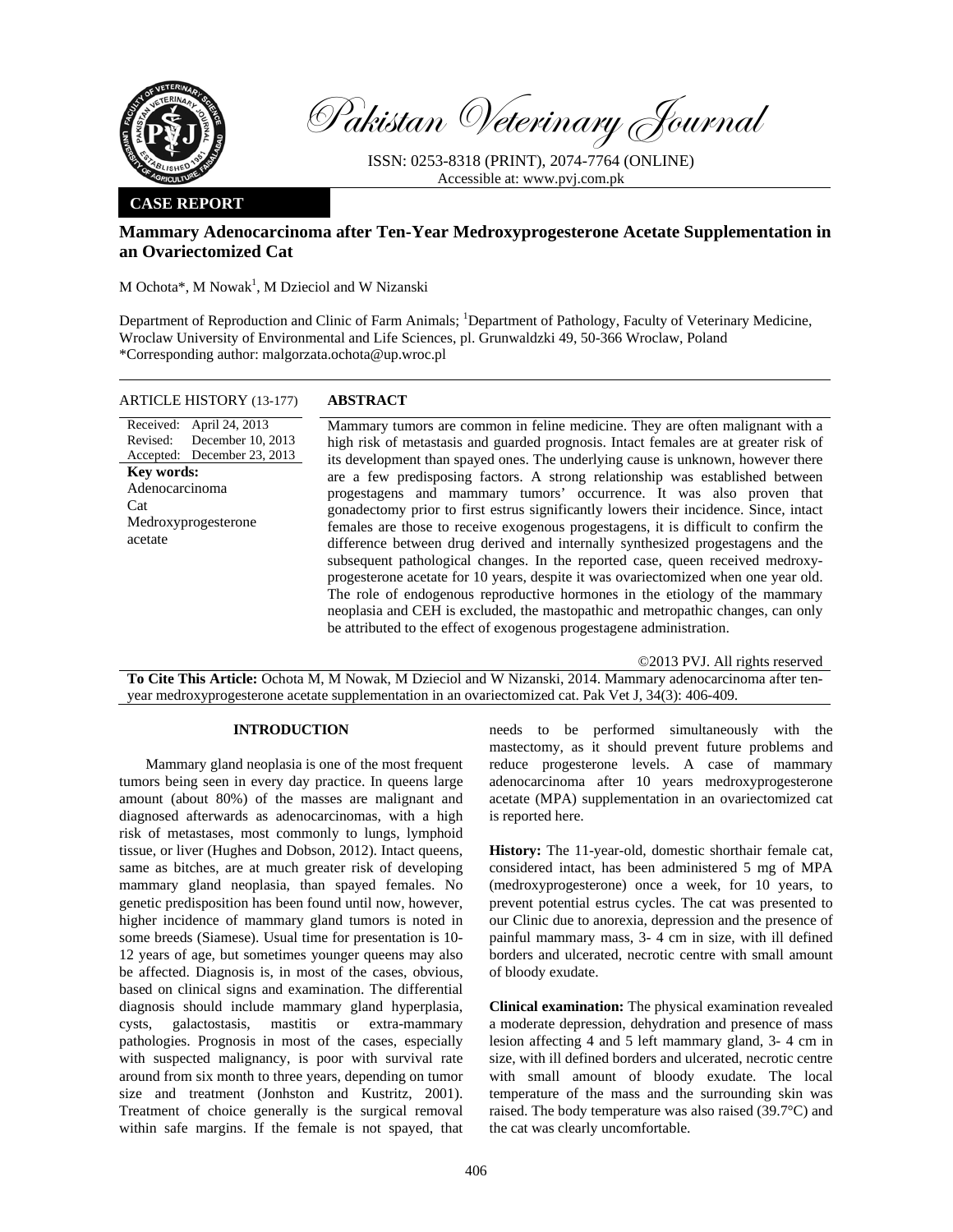# Mammary Adenocarcinoma after Ten-Year Medroxyprogesterone Acetate Supplementation in an Ovariectomized Cat

M Ochota*, M Nowak[1], M Dzieciol and W Nizanski

Department of Reproduction and Clinic of Farm Animals; [1]Department of Pathology, Faculty of Veterinary Medicine, Wroclaw University of Environmental and Life Sciences, pl. Grunwaldzki 49, 50-366 Wroclaw, Poland
*Corresponding author: malgorzata.ochota@up.wroc.pl

**CASE REPORT**

**ARTICLE HISTORY (13-177)**

Received: April 24, 2013
Revised: December 10, 2013
Accepted: December 23, 2013

**Key words:**
Adenocarcinoma
Cat
Medroxyprogesterone acetate

## ABSTRACT

Mammary tumors are common in feline medicine. They are often malignant with a high risk of metastasis and guarded prognosis. Intact females are at greater risk of its development than spayed ones. The underlying cause is unknown, however there are a few predisposing factors. A strong relationship was established between progestagens and mammary tumors' occurrence. It was also proven that gonadectomy prior to first estrus significantly lowers their incidence. Since, intact females are those to receive exogenous progestagens, it is difficult to confirm the difference between drug derived and internally synthesized progestagens and the subsequent pathological changes. In the reported case, queen received medroxy-progesterone acetate for 10 years, despite it was ovariectomized when one year old. The role of endogenous reproductive hormones in the etiology of the mammary neoplasia and CEH is excluded, the mastopathic and metropathic changes, can only be attributed to the effect of exogenous progestagene administration.

©2013 PVJ. All rights reserved

**To Cite This Article:** Ochota M, M Nowak, M Dzieciol and W Nizanski, 2014. Mammary adenocarcinoma after ten-year medroxyprogesterone acetate supplementation in an ovariectomized cat. Pak Vet J, 34(3): 406-409.

## INTRODUCTION

Mammary gland neoplasia is one of the most frequent tumors being seen in every day practice. In queens large amount (about 80%) of the masses are malignant and diagnosed afterwards as adenocarcinomas, with a high risk of metastases, most commonly to lungs, lymphoid tissue, or liver (Hughes and Dobson, 2012). Intact queens, same as bitches, are at much greater risk of developing mammary gland neoplasia, than spayed females. No genetic predisposition has been found until now, however, higher incidence of mammary gland tumors is noted in some breeds (Siamese). Usual time for presentation is 10-12 years of age, but sometimes younger queens may also be affected. Diagnosis is, in most of the cases, obvious, based on clinical signs and examination. The differential diagnosis should include mammary gland hyperplasia, cysts, galactostasis, mastitis or extra-mammary pathologies. Prognosis in most of the cases, especially with suspected malignancy, is poor with survival rate around from six month to three years, depending on tumor size and treatment (Jonhston and Kustritz, 2001). Treatment of choice generally is the surgical removal within safe margins. If the female is not spayed, that needs to be performed simultaneously with the mastectomy, as it should prevent future problems and reduce progesterone levels. A case of mammary adenocarcinoma after 10 years medroxyprogesterone acetate (MPA) supplementation in an ovariectomized cat is reported here.

**History:** The 11-year-old, domestic shorthair female cat, considered intact, has been administered 5 mg of MPA (medroxyprogesterone) once a week, for 10 years, to prevent potential estrus cycles. The cat was presented to our Clinic due to anorexia, depression and the presence of painful mammary mass, 3- 4 cm in size, with ill defined borders and ulcerated, necrotic centre with small amount of bloody exudate.

**Clinical examination:** The physical examination revealed a moderate depression, dehydration and presence of mass lesion affecting 4 and 5 left mammary gland, 3- 4 cm in size, with ill defined borders and ulcerated, necrotic centre with small amount of bloody exudate. The local temperature of the mass and the surrounding skin was raised. The body temperature was also raised (39.7°C) and the cat was clearly uncomfortable.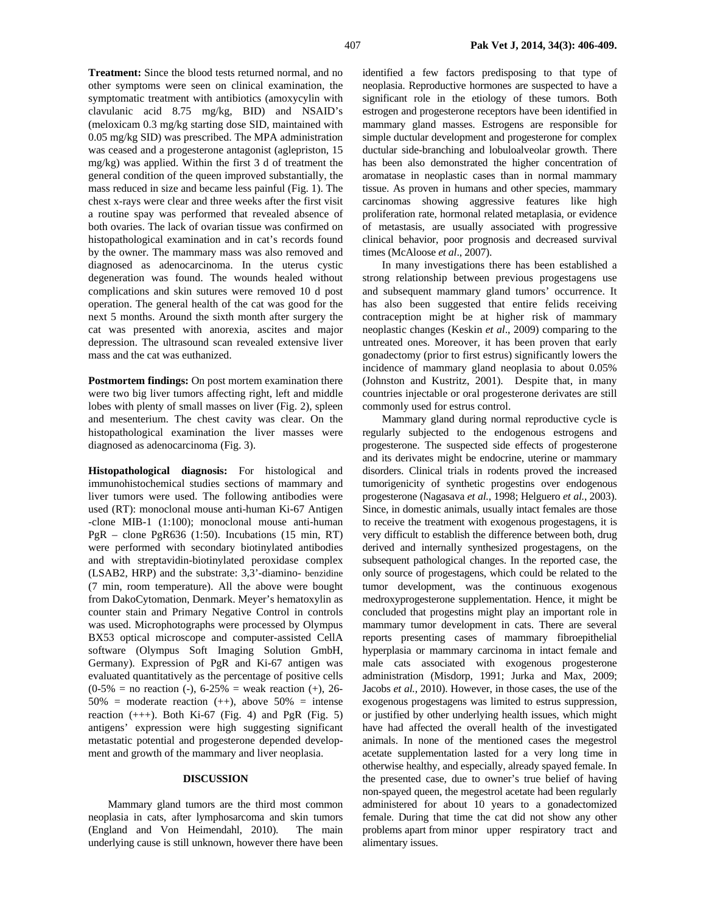**Treatment:** Since the blood tests returned normal, and no other symptoms were seen on clinical examination, the symptomatic treatment with antibiotics (amoxycylin with clavulanic acid 8.75 mg/kg, BID) and NSAID's (meloxicam 0.3 mg/kg starting dose SID, maintained with 0.05 mg/kg SID) was prescribed. The MPA administration was ceased and a progesterone antagonist (aglepriston, 15 mg/kg) was applied. Within the first 3 d of treatment the general condition of the queen improved substantially, the mass reduced in size and became less painful (Fig. 1). The chest x-rays were clear and three weeks after the first visit a routine spay was performed that revealed absence of both ovaries. The lack of ovarian tissue was confirmed on histopathological examination and in cat's records found by the owner. The mammary mass was also removed and diagnosed as adenocarcinoma. In the uterus cystic degeneration was found. The wounds healed without complications and skin sutures were removed 10 d post operation. The general health of the cat was good for the next 5 months. Around the sixth month after surgery the cat was presented with anorexia, ascites and major depression. The ultrasound scan revealed extensive liver mass and the cat was euthanized.

**Postmortem findings:** On post mortem examination there were two big liver tumors affecting right, left and middle lobes with plenty of small masses on liver (Fig. 2), spleen and mesenterium. The chest cavity was clear. On the histopathological examination the liver masses were diagnosed as adenocarcinoma (Fig. 3).

**Histopathological diagnosis:** For histological and immunohistochemical studies sections of mammary and liver tumors were used. The following antibodies were used (RT): monoclonal mouse anti-human Ki-67 Antigen -clone MIB-1 (1:100); monoclonal mouse anti-human PgR – clone PgR636 (1:50). Incubations (15 min, RT) were performed with secondary biotinylated antibodies and with streptavidin-biotinylated peroxidase complex (LSAB2, HRP) and the substrate: 3,3'-diamino- benzidine (7 min, room temperature). All the above were bought from DakoCytomation, Denmark. Meyer's hematoxylin as counter stain and Primary Negative Control in controls was used. Microphotographs were processed by Olympus BX53 optical microscope and computer-assisted CellA software (Olympus Soft Imaging Solution GmbH, Germany). Expression of PgR and Ki-67 antigen was evaluated quantitatively as the percentage of positive cells (0-5% = no reaction (-), 6-25% = weak reaction (+), 26-50% = moderate reaction (++), above 50% = intense reaction (+++). Both Ki-67 (Fig. 4) and PgR (Fig. 5) antigens' expression were high suggesting significant metastatic potential and progesterone depended development and growth of the mammary and liver neoplasia.

## DISCUSSION

Mammary gland tumors are the third most common neoplasia in cats, after lymphosarcoma and skin tumors (England and Von Heimendahl, 2010). The main underlying cause is still unknown, however there have been identified a few factors predisposing to that type of neoplasia. Reproductive hormones are suspected to have a significant role in the etiology of these tumors. Both estrogen and progesterone receptors have been identified in mammary gland masses. Estrogens are responsible for simple ductular development and progesterone for complex ductular side-branching and lobuloalveolar growth. There has been also demonstrated the higher concentration of aromatase in neoplastic cases than in normal mammary tissue. As proven in humans and other species, mammary carcinomas showing aggressive features like high proliferation rate, hormonal related metaplasia, or evidence of metastasis, are usually associated with progressive clinical behavior, poor prognosis and decreased survival times (McAloose *et al*., 2007).

In many investigations there has been established a strong relationship between previous progestagens use and subsequent mammary gland tumors' occurrence. It has also been suggested that entire felids receiving contraception might be at higher risk of mammary neoplastic changes (Keskin *et al*., 2009) comparing to the untreated ones. Moreover, it has been proven that early gonadectomy (prior to first estrus) significantly lowers the incidence of mammary gland neoplasia to about 0.05% (Johnston and Kustritz, 2001). Despite that, in many countries injectable or oral progesterone derivates are still commonly used for estrus control.

Mammary gland during normal reproductive cycle is regularly subjected to the endogenous estrogens and progesterone. The suspected side effects of progesterone and its derivates might be endocrine, uterine or mammary disorders. Clinical trials in rodents proved the increased tumorigenicity of synthetic progestins over endogenous progesterone (Nagasava *et al.*, 1998; Helguero *et al.*, 2003). Since, in domestic animals, usually intact females are those to receive the treatment with exogenous progestagens, it is very difficult to establish the difference between both, drug derived and internally synthesized progestagens, on the subsequent pathological changes. In the reported case, the only source of progestagens, which could be related to the tumor development, was the continuous exogenous medroxyprogesterone supplementation. Hence, it might be concluded that progestins might play an important role in mammary tumor development in cats. There are several reports presenting cases of mammary fibroepithelial hyperplasia or mammary carcinoma in intact female and male cats associated with exogenous progesterone administration (Misdorp, 1991; Jurka and Max, 2009; Jacobs *et al.*, 2010). However, in those cases, the use of the exogenous progestagens was limited to estrus suppression, or justified by other underlying health issues, which might have had affected the overall health of the investigated animals. In none of the mentioned cases the megestrol acetate supplementation lasted for a very long time in otherwise healthy, and especially, already spayed female. In the presented case, due to owner's true belief of having non-spayed queen, the megestrol acetate had been regularly administered for about 10 years to a gonadectomized female. During that time the cat did not show any other problems apart from minor upper respiratory tract and alimentary issues.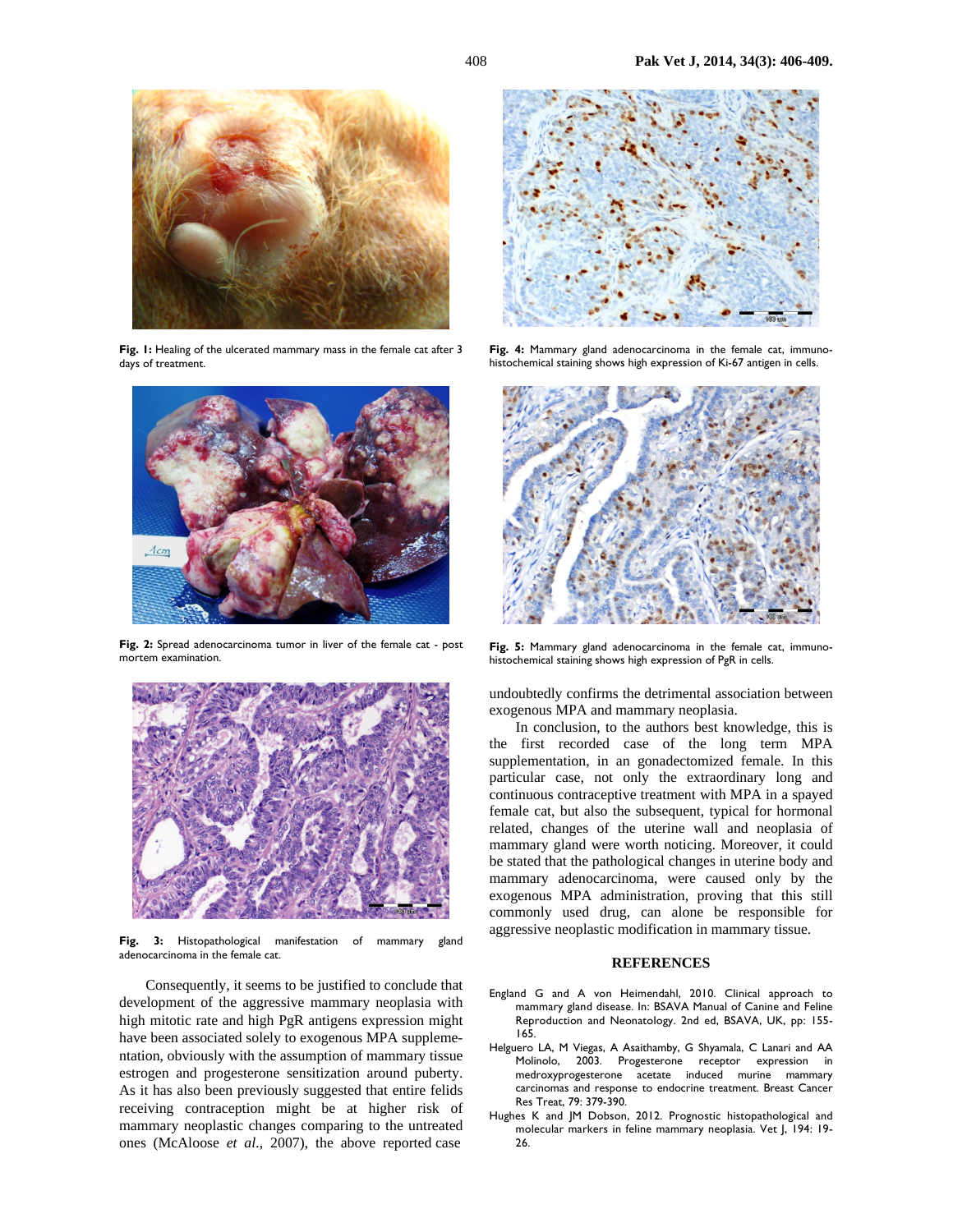**Fig. 1:** Healing of the ulcerated mammary mass in the female cat after 3 days of treatment.

**Fig. 2:** Spread adenocarcinoma tumor in liver of the female cat - post mortem examination.

**Fig. 3:** Histopathological manifestation of mammary gland adenocarcinoma in the female cat.

**Fig. 4:** Mammary gland adenocarcinoma in the female cat, immunohistochemical staining shows high expression of Ki-67 antigen in cells.

**Fig. 5:** Mammary gland adenocarcinoma in the female cat, immunohistochemical staining shows high expression of PgR in cells.

Consequently, it seems to be justified to conclude that development of the aggressive mammary neoplasia with high mitotic rate and high PgR antigens expression might have been associated solely to exogenous MPA supplementation, obviously with the assumption of mammary tissue estrogen and progesterone sensitization around puberty. As it has also been previously suggested that entire felids receiving contraception might be at higher risk of mammary neoplastic changes comparing to the untreated ones (McAloose *et al.*, 2007), the above reported case undoubtedly confirms the detrimental association between exogenous MPA and mammary neoplasia.

In conclusion, to the authors best knowledge, this is the first recorded case of the long term MPA supplementation, in an gonadectomized female. In this particular case, not only the extraordinary long and continuous contraceptive treatment with MPA in a spayed female cat, but also the subsequent, typical for hormonal related, changes of the uterine wall and neoplasia of mammary gland were worth noticing. Moreover, it could be stated that the pathological changes in uterine body and mammary adenocarcinoma, were caused only by the exogenous MPA administration, proving that this still commonly used drug, can alone be responsible for aggressive neoplastic modification in mammary tissue.

## REFERENCES

England G and A von Heimendahl, 2010. Clinical approach to mammary gland disease. In: BSAVA Manual of Canine and Feline Reproduction and Neonatology. 2nd ed, BSAVA, UK, pp: 155-165.

Helguero LA, M Viegas, A Asaithamby, G Shyamala, C Lanari and AA Molinolo, 2003. Progesterone receptor expression in medroxyprogesterone acetate induced murine mammary carcinomas and response to endocrine treatment. Breast Cancer Res Treat, 79: 379-390.

Hughes K and JM Dobson, 2012. Prognostic histopathological and molecular markers in feline mammary neoplasia. Vet J, 194: 19-26.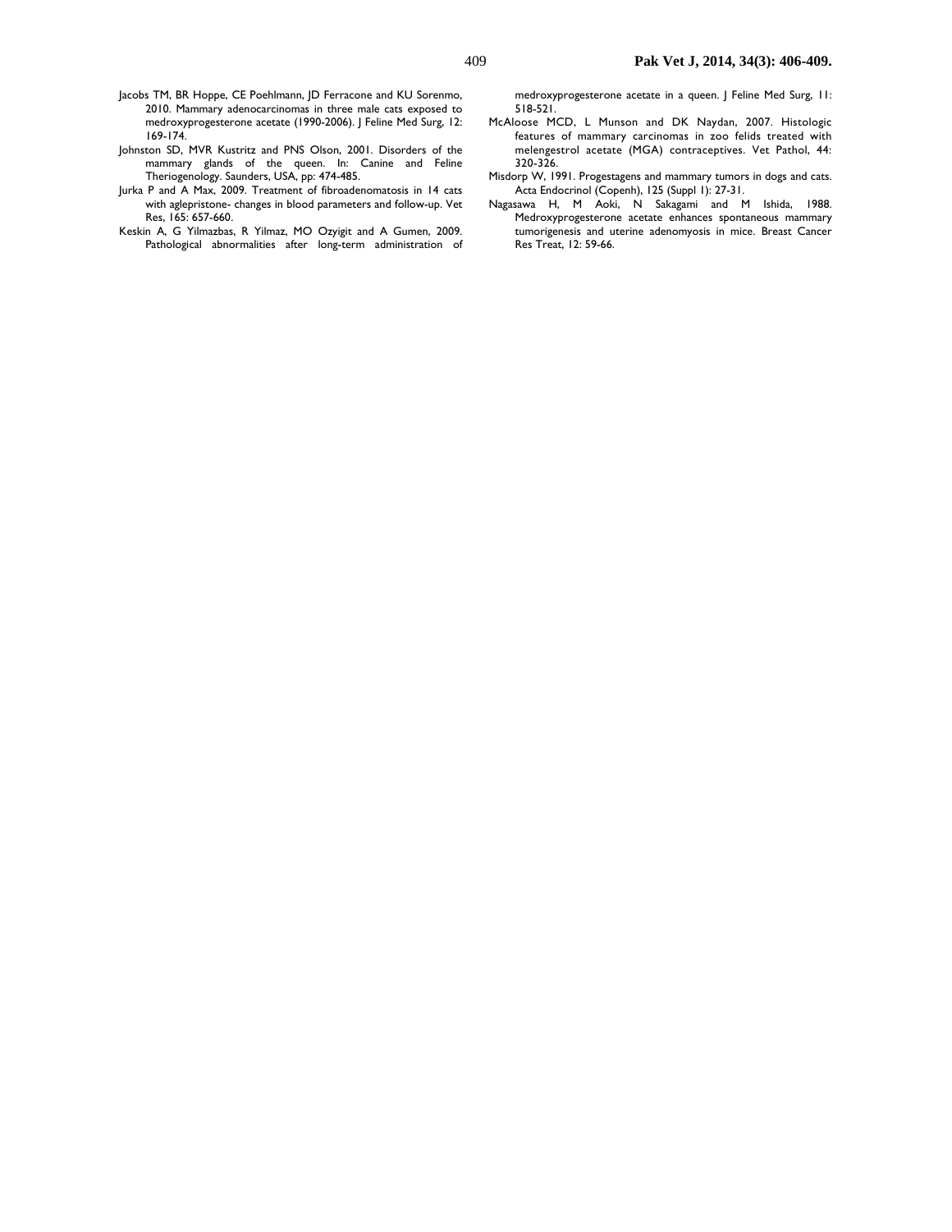Jacobs TM, BR Hoppe, CE Poehlmann, JD Ferracone and KU Sorenmo, 2010. Mammary adenocarcinomas in three male cats exposed to medroxyprogesterone acetate (1990-2006). J Feline Med Surg, 12: 169-174.

Johnston SD, MVR Kustritz and PNS Olson, 2001. Disorders of the mammary glands of the queen. In: Canine and Feline Theriogenology. Saunders, USA, pp: 474-485.

Jurka P and A Max, 2009. Treatment of fibroadenomatosis in 14 cats with aglepristone- changes in blood parameters and follow-up. Vet Res, 165: 657-660.

Keskin A, G Yilmazbas, R Yilmaz, MO Ozyigit and A Gumen, 2009. Pathological abnormalities after long-term administration of medroxyprogesterone acetate in a queen. J Feline Med Surg, 11: 518-521.

McAloose MCD, L Munson and DK Naydan, 2007. Histologic features of mammary carcinomas in zoo felids treated with melengestrol acetate (MGA) contraceptives. Vet Pathol, 44: 320-326.

Misdorp W, 1991. Progestagens and mammary tumors in dogs and cats. Acta Endocrinol (Copenh), 125 (Suppl 1): 27-31.

Nagasawa H, M Aoki, N Sakagami and M Ishida, 1988. Medroxyprogesterone acetate enhances spontaneous mammary tumorigenesis and uterine adenomyosis in mice. Breast Cancer Res Treat, 12: 59-66.